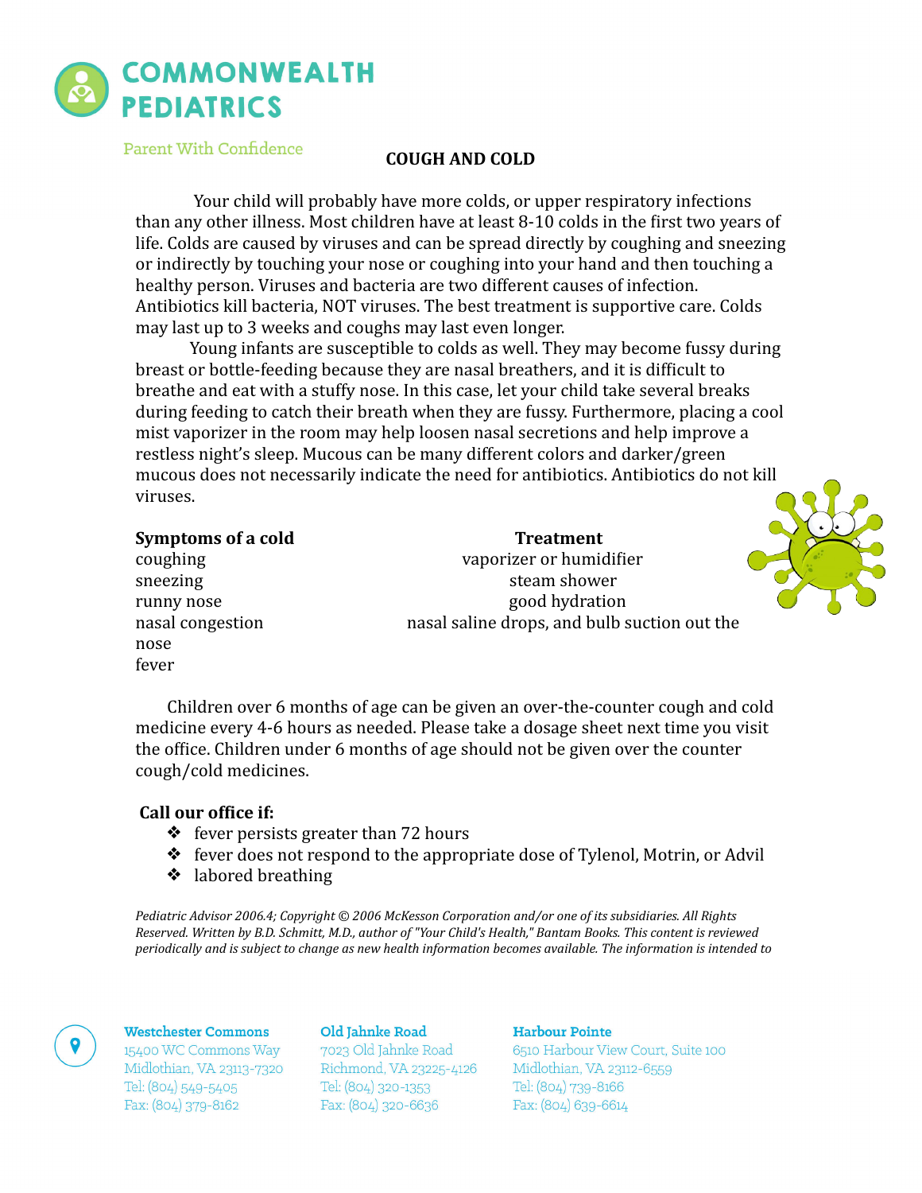# COMMONWEALTH PEDIATRICS

Parent With Confidence

## COUGH AND COLD

Your child will probably have more colds, or upper respiratory infections than any other illness. Most children have at least 8-10 colds in the first two years of life. Colds are caused by viruses and can be spread directly by coughing and sneezing or indirectly by touching your nose or coughing into your hand and then touching a healthy person. Viruses and bacteria are two different causes of infection. Antibiotics kill bacteria, NOT viruses. The best treatment is supportive care. Colds may last up to 3 weeks and coughs may last even longer.

Young infants are susceptible to colds as well. They may become fussy during breast or bottle-feeding because they are nasal breathers, and it is difficult to breathe and eat with a stuffy nose. In this case, let your child take several breaks during feeding to catch their breath when they are fussy. Furthermore, placing a cool mist vaporizer in the room may help loosen nasal secretions and help improve a restless night's sleep. Mucous can be many different colors and darker/green mucous does not necessarily indicate the need for antibiotics. Antibiotics do not kill viruses.

| **Symptoms of a cold** | **Treatment** |
|---|---|
| coughing | vaporizer or humidifier |
| sneezing | steam shower |
| runny nose | good hydration |
| nasal congestion | nasal saline drops, and bulb suction out the nose |
| fever | |

Children over 6 months of age can be given an over-the-counter cough and cold medicine every 4-6 hours as needed. Please take a dosage sheet next time you visit the office. Children under 6 months of age should not be given over the counter cough/cold medicines.

**Call our office if:**

- fever persists greater than 72 hours
- fever does not respond to the appropriate dose of Tylenol, Motrin, or Advil
- labored breathing

*Pediatric Advisor 2006.4; Copyright © 2006 McKesson Corporation and/or one of its subsidiaries. All Rights Reserved. Written by B.D. Schmitt, M.D., author of "Your Child's Health," Bantam Books. This content is reviewed periodically and is subject to change as new health information becomes available. The information is intended to*

**Westchester Commons**
15400 WC Commons Way
Midlothian, VA 23113-7320
Tel: (804) 549-5405
Fax: (804) 379-8162

**Old Jahnke Road**
7023 Old Jahnke Road
Richmond, VA 23225-4126
Tel: (804) 320-1353
Fax: (804) 320-6636

**Harbour Pointe**
6510 Harbour View Court, Suite 100
Midlothian, VA 23112-6559
Tel: (804) 739-8166
Fax: (804) 639-6614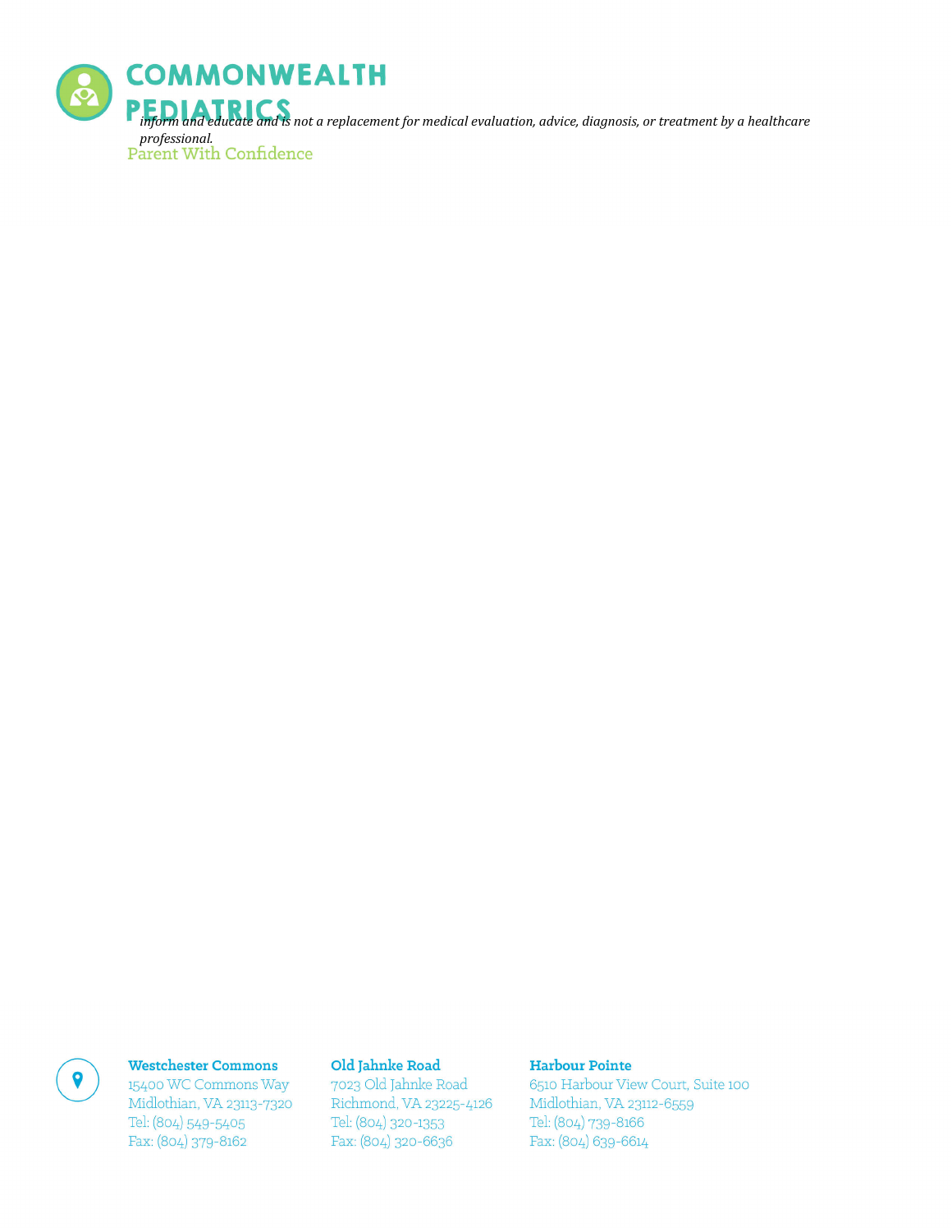*inform and educate and is not a replacement for medical evaluation, advice, diagnosis, or treatment by a healthcare professional.*